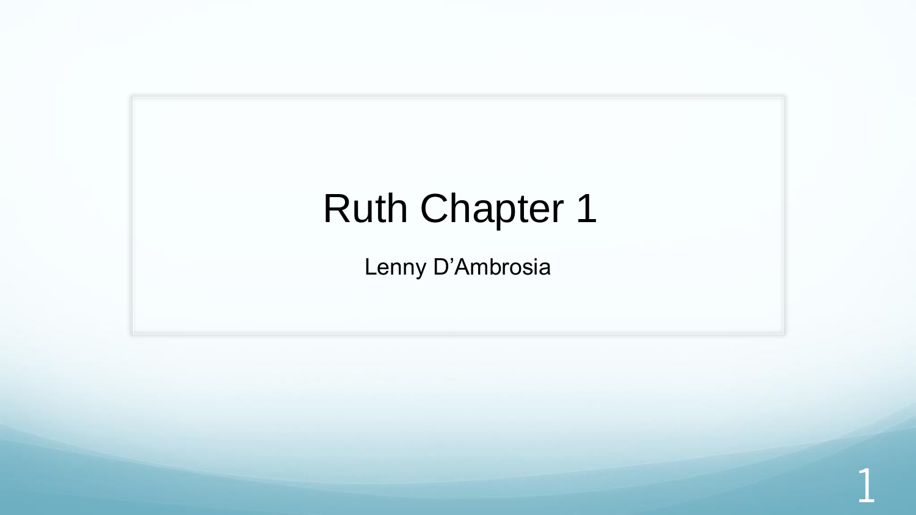# Ruth Chapter 1

Lenny D’Ambrosia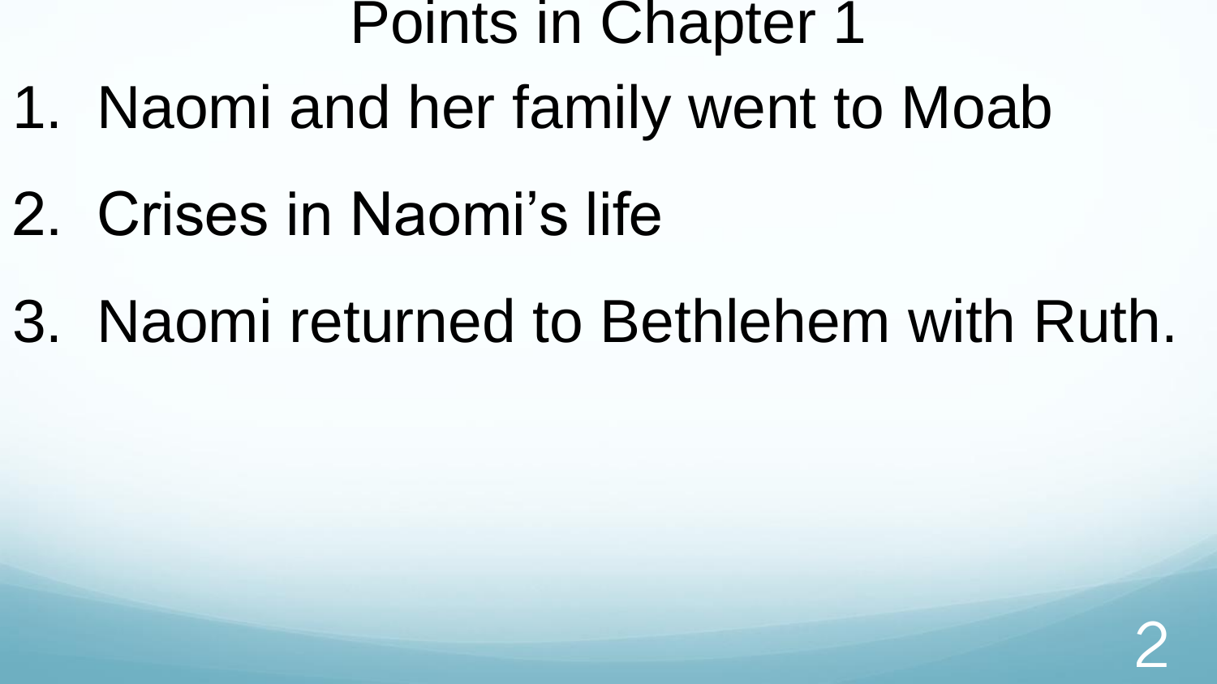# Points in Chapter 1

1. Naomi and her family went to Moab
2. Crises in Naomi's life
3. Naomi returned to Bethlehem with Ruth.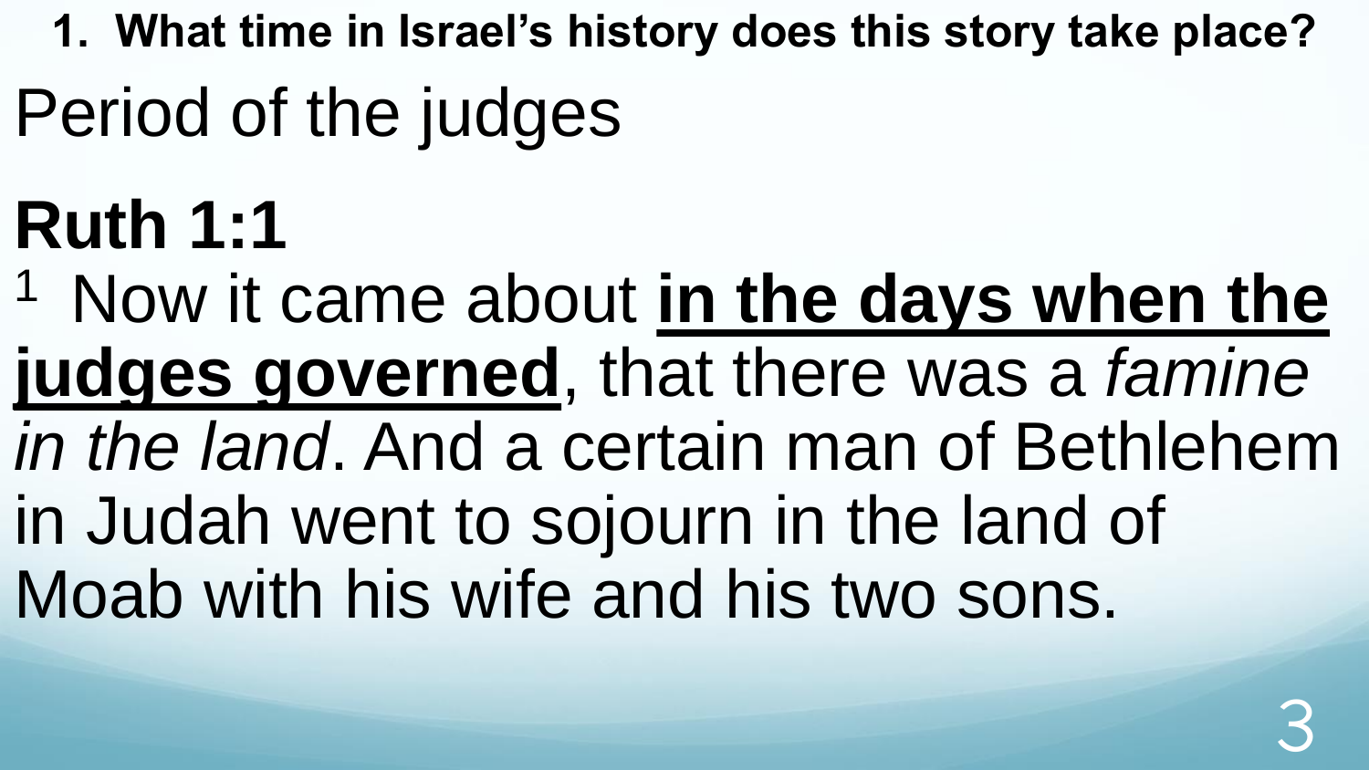**1. What time in Israel's history does this story take place?**

Period of the judges

## Ruth 1:1

[1] Now it came about **<u>in the days when the judges governed</u>**, that there was a *famine in the land*. And a certain man of Bethlehem in Judah went to sojourn in the land of Moab with his wife and his two sons.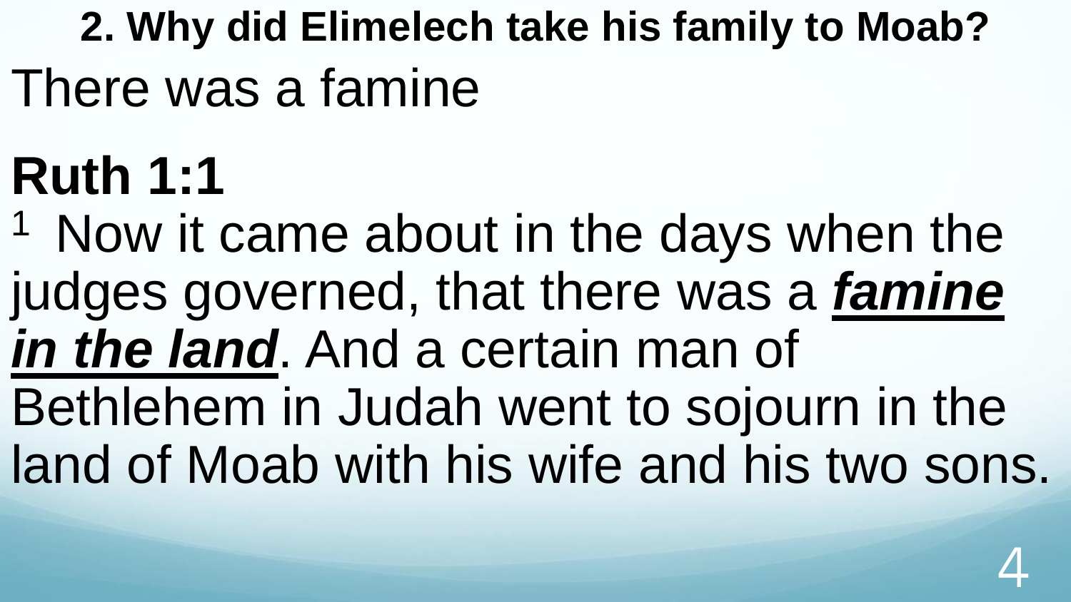## 2. Why did Elimelech take his family to Moab?

There was a famine

## Ruth 1:1

[1] Now it came about in the days when the judges governed, that there was a ***famine in the land***. And a certain man of Bethlehem in Judah went to sojourn in the land of Moab with his wife and his two sons.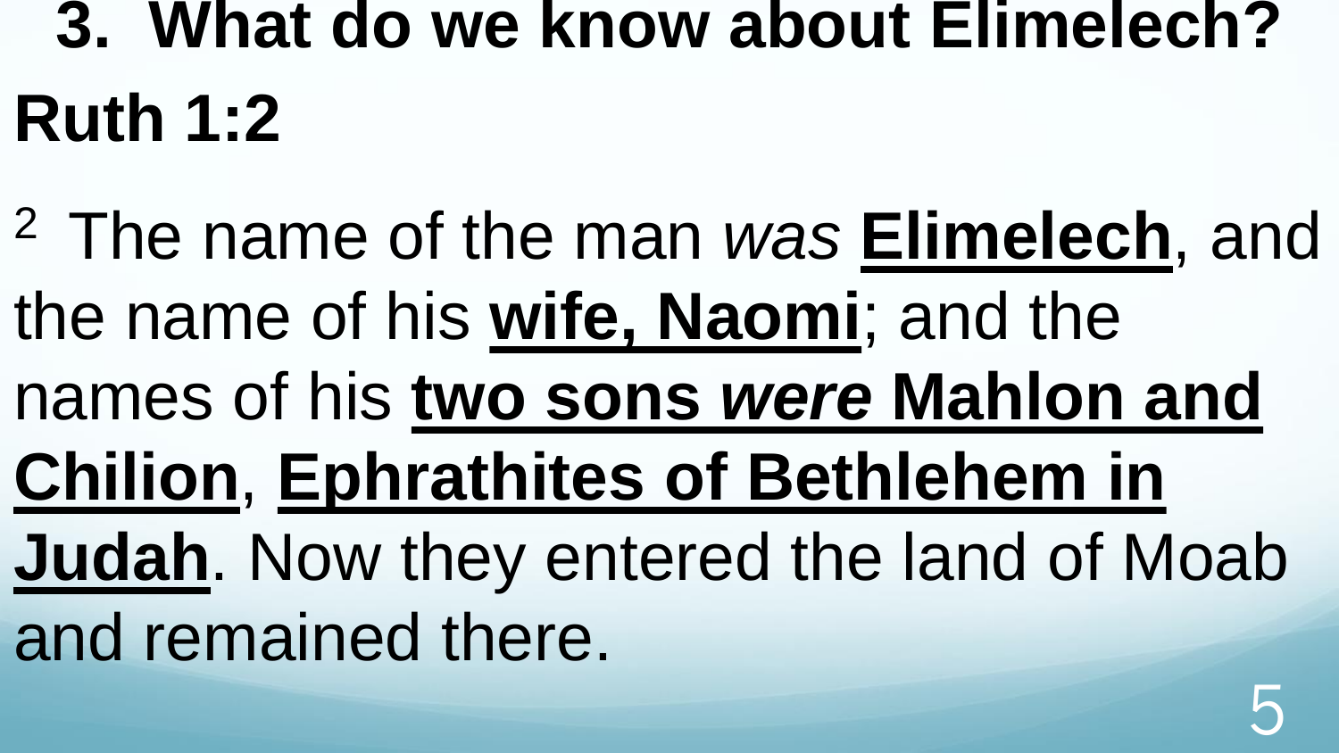# 3. What do we know about Elimelech?

**Ruth 1:2**

[2] The name of the man *was* **Elimelech**, and the name of his **wife, Naomi**; and the names of his **two sons *were* Mahlon and Chilion**, **Ephrathites of Bethlehem in Judah**. Now they entered the land of Moab and remained there.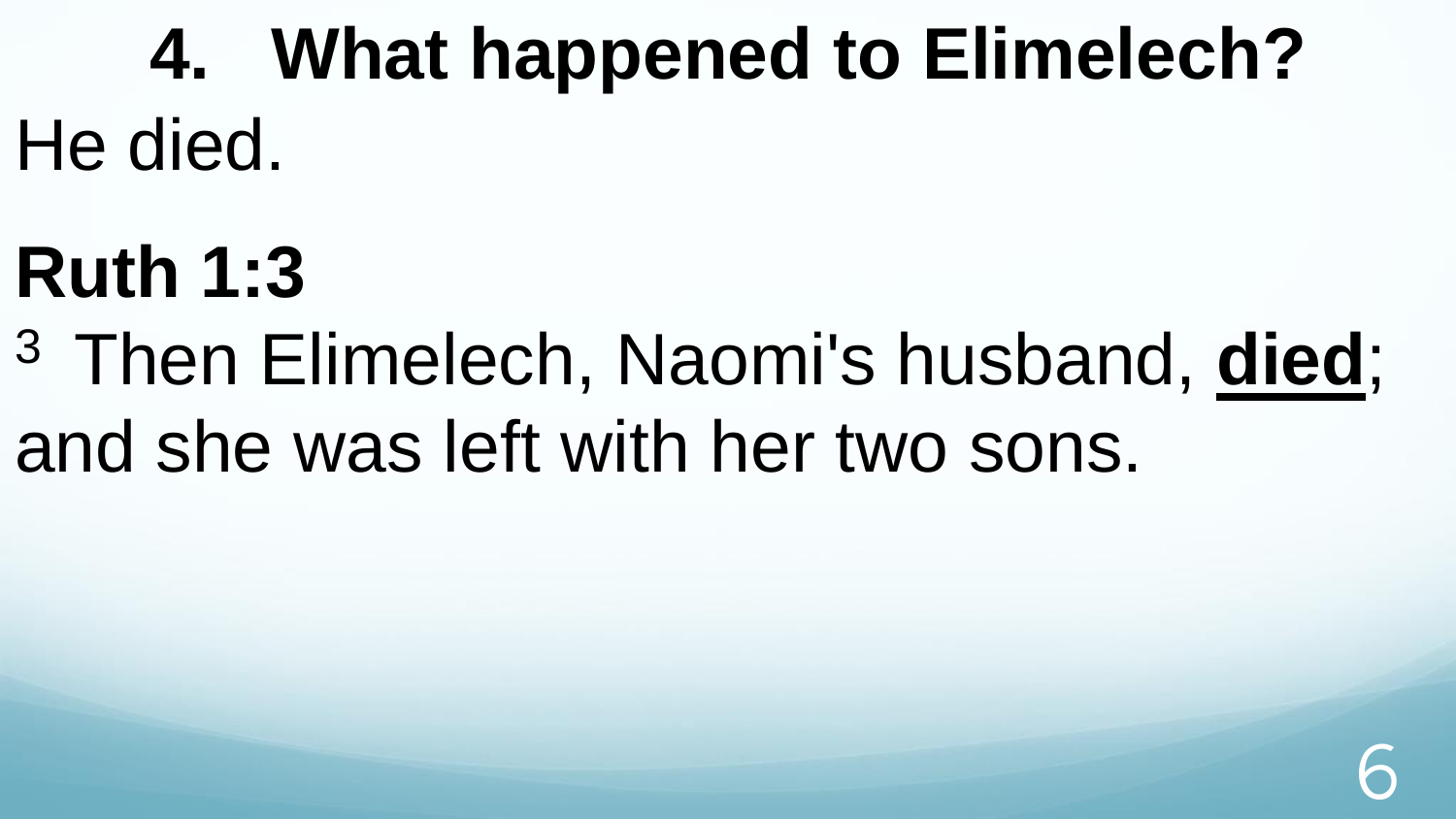# 4. What happened to Elimelech?

He died.

## Ruth 1:3

[3] Then Elimelech, Naomi's husband, **died**; and she was left with her two sons.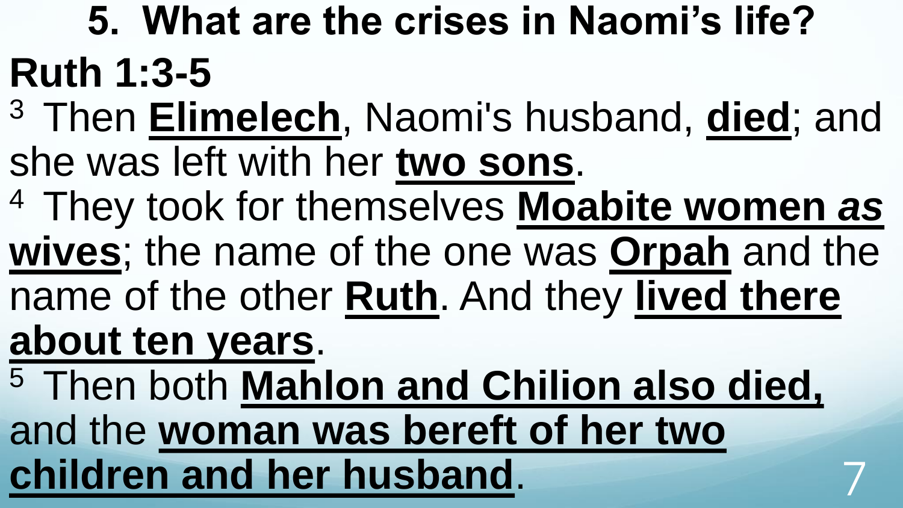# 5. What are the crises in Naomi's life?

## Ruth 1:3-5

[3] Then **Elimelech**, Naomi's husband, **died**; and she was left with her **two sons**.

[4] They took for themselves **Moabite women *as* wives**; the name of the one was **Orpah** and the name of the other **Ruth**. And they **lived there about ten years**.

[5] Then both **Mahlon and Chilion also died,** and the **woman was bereft of her two children and her husband**.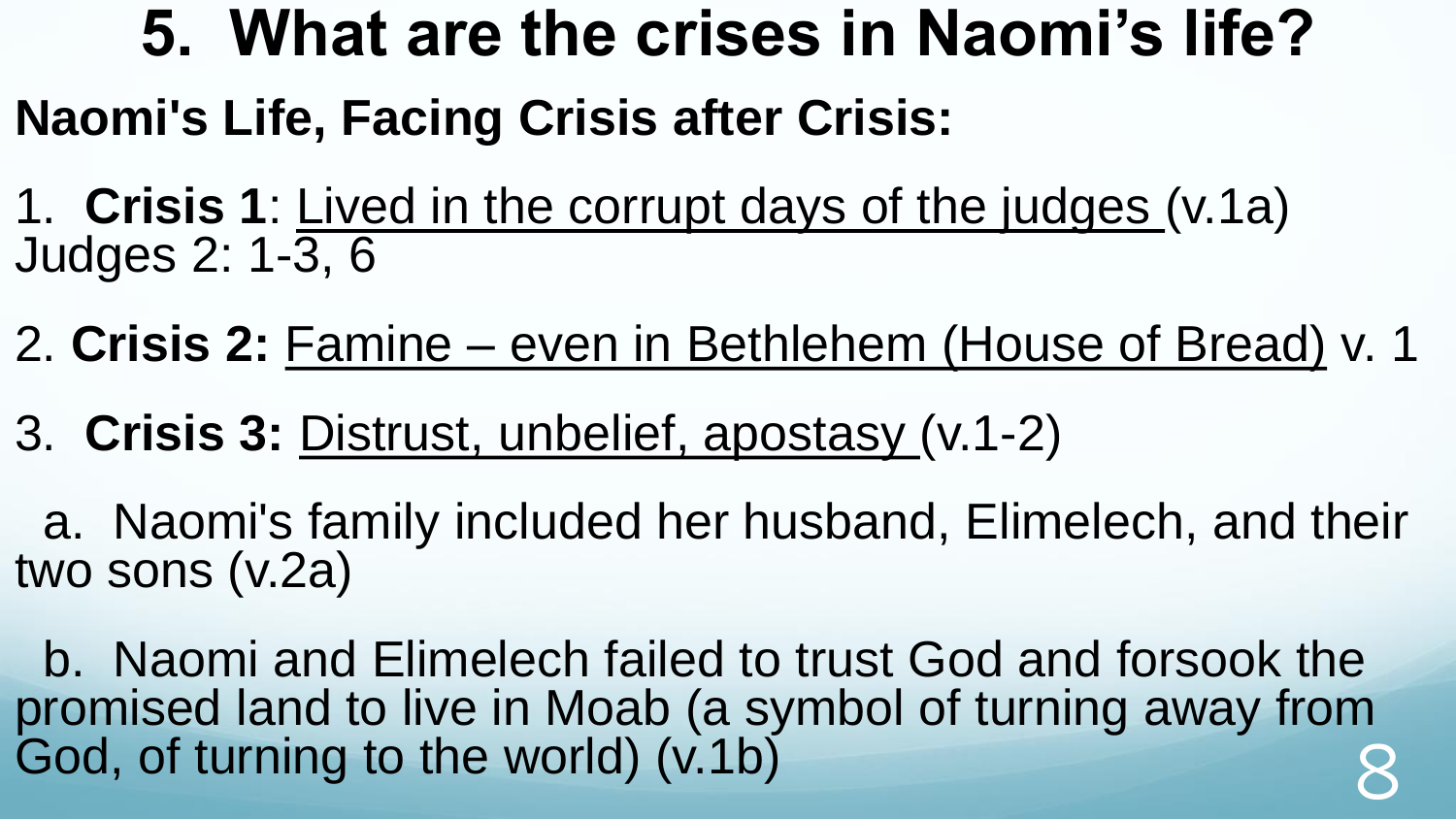# 5. What are the crises in Naomi's life?

**Naomi's Life, Facing Crisis after Crisis:**

1. **Crisis 1**: Lived in the corrupt days of the judges (v.1a) Judges 2: 1-3, 6

2. **Crisis 2:** Famine – even in Bethlehem (House of Bread) v. 1

3. **Crisis 3:** Distrust, unbelief, apostasy (v.1-2)

   a. Naomi's family included her husband, Elimelech, and their two sons (v.2a)

   b. Naomi and Elimelech failed to trust God and forsook the promised land to live in Moab (a symbol of turning away from God, of turning to the world) (v.1b)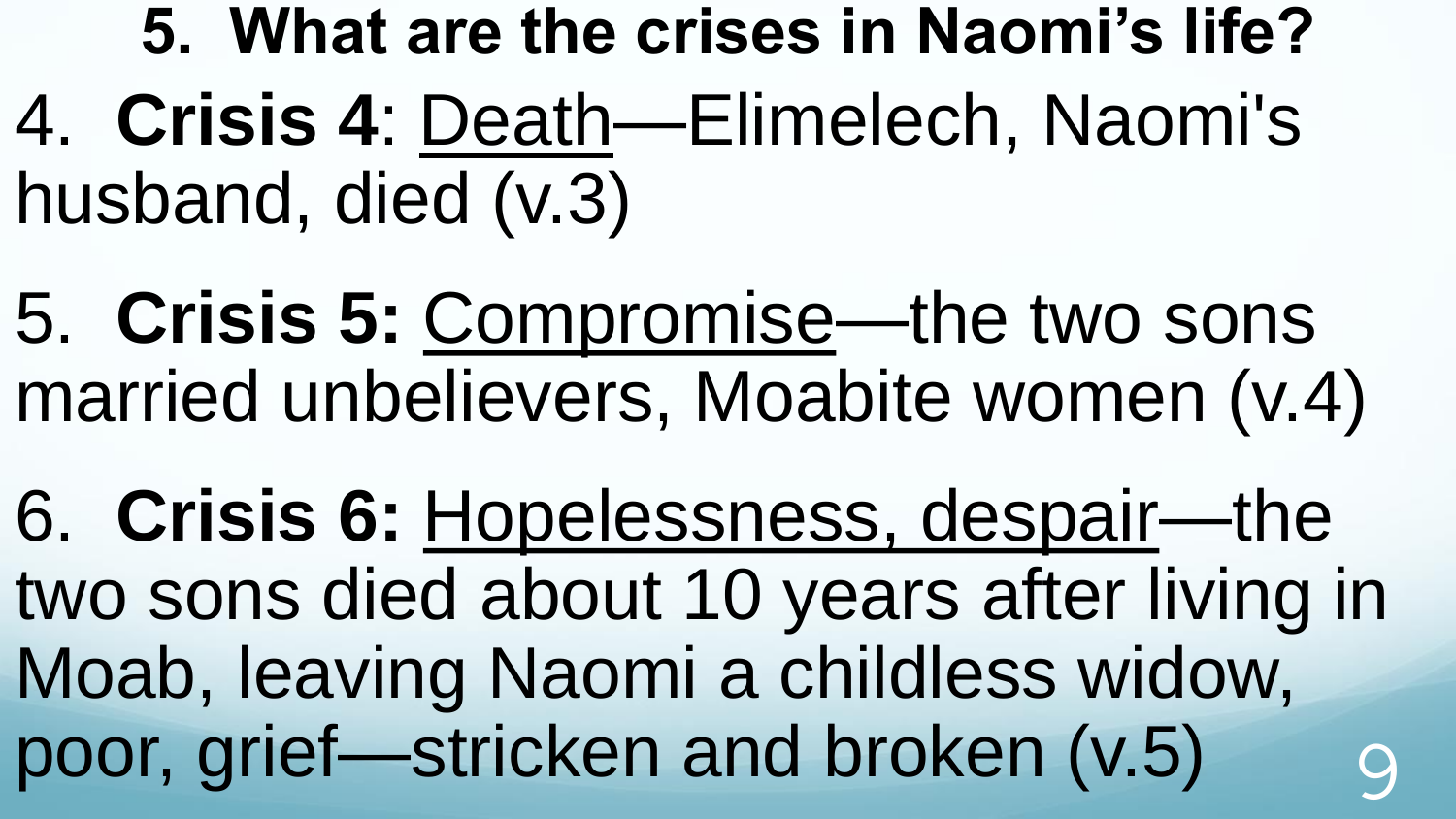# 5. What are the crises in Naomi's life?

4. **Crisis 4**: <u>Death</u>—Elimelech, Naomi's husband, died (v.3)

5. **Crisis 5:** <u>Compromise</u>—the two sons married unbelievers, Moabite women (v.4)

6. **Crisis 6:** <u>Hopelessness, despair</u>—the two sons died about 10 years after living in Moab, leaving Naomi a childless widow, poor, grief—stricken and broken (v.5)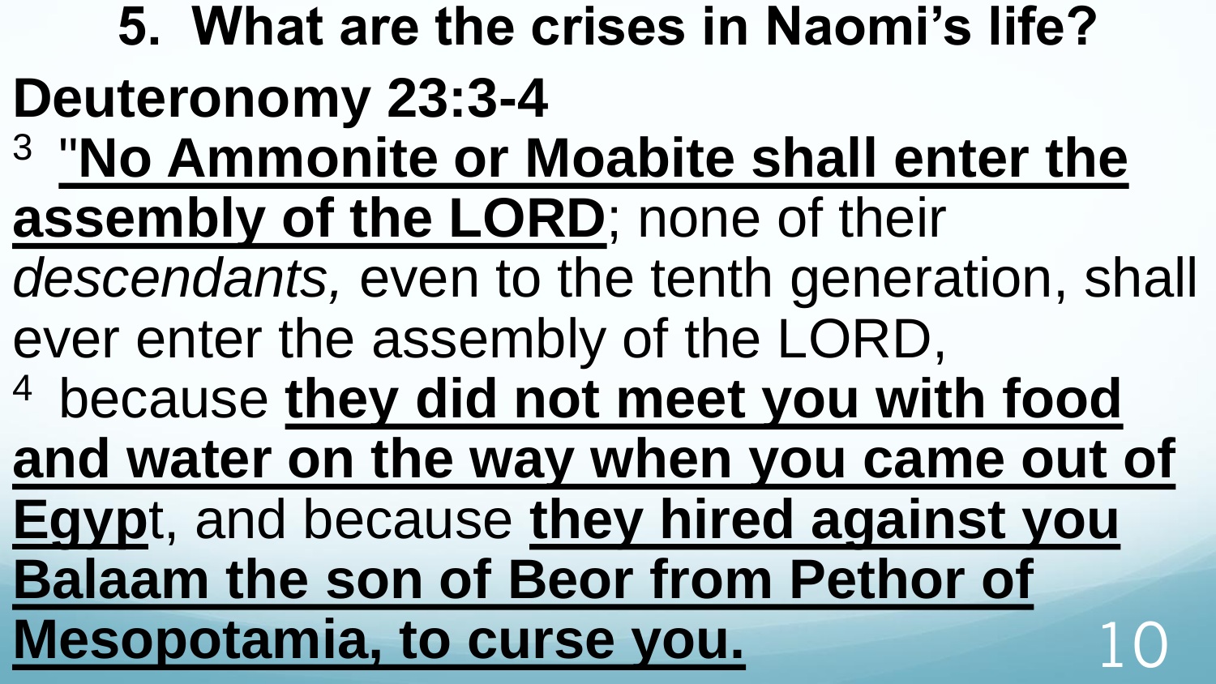## 5. What are the crises in Naomi's life?

**Deuteronomy 23:3-4**

3 "**No Ammonite or Moabite shall enter the assembly of the LORD**; none of their *descendants,* even to the tenth generation, shall ever enter the assembly of the LORD,

4 because **they did not meet you with food and water on the way when you came out of Egyp**t, and because **they hired against you Balaam the son of Beor from Pethor of Mesopotamia, to curse you.**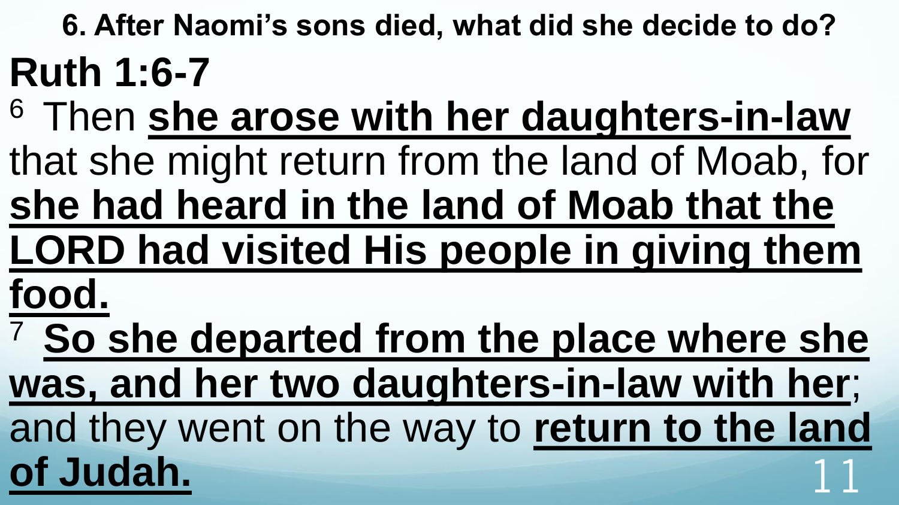**6. After Naomi's sons died, what did she decide to do?**

# Ruth 1:6-7

[6] Then **she arose with her daughters-in-law** that she might return from the land of Moab, for **she had heard in the land of Moab that the LORD had visited His people in giving them food.**

[7] **So she departed from the place where she was, and her two daughters-in-law with her**; and they went on the way to **return to the land of Judah.**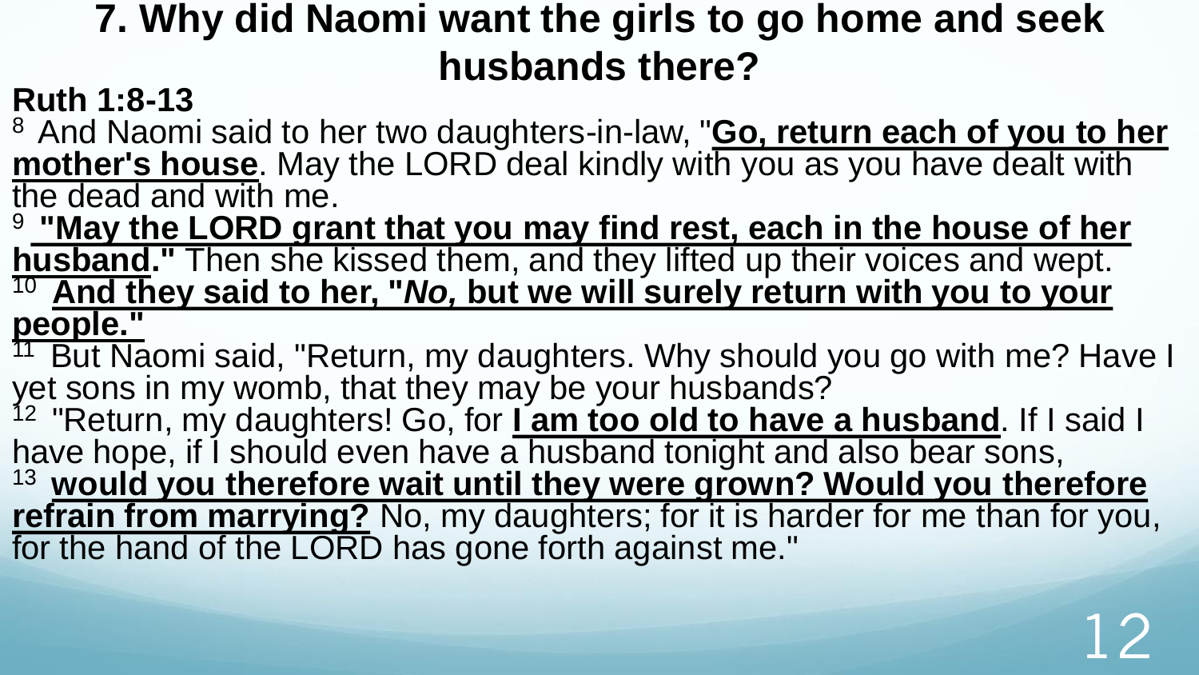# 7. Why did Naomi want the girls to go home and seek husbands there?

**Ruth 1:8-13**

[8] And Naomi said to her two daughters-in-law, "**Go, return each of you to her mother's house**. May the LORD deal kindly with you as you have dealt with the dead and with me.

[9] **"May the LORD grant that you may find rest, each in the house of her husband."** Then she kissed them, and they lifted up their voices and wept.

[10] **And they said to her, "*No,* but we will surely return with you to your people."**

[11] But Naomi said, "Return, my daughters. Why should you go with me? Have I yet sons in my womb, that they may be your husbands?

[12] "Return, my daughters! Go, for **I am too old to have a husband**. If I said I have hope, if I should even have a husband tonight and also bear sons,

[13] **would you therefore wait until they were grown? Would you therefore refrain from marrying?** No, my daughters; for it is harder for me than for you, for the hand of the LORD has gone forth against me."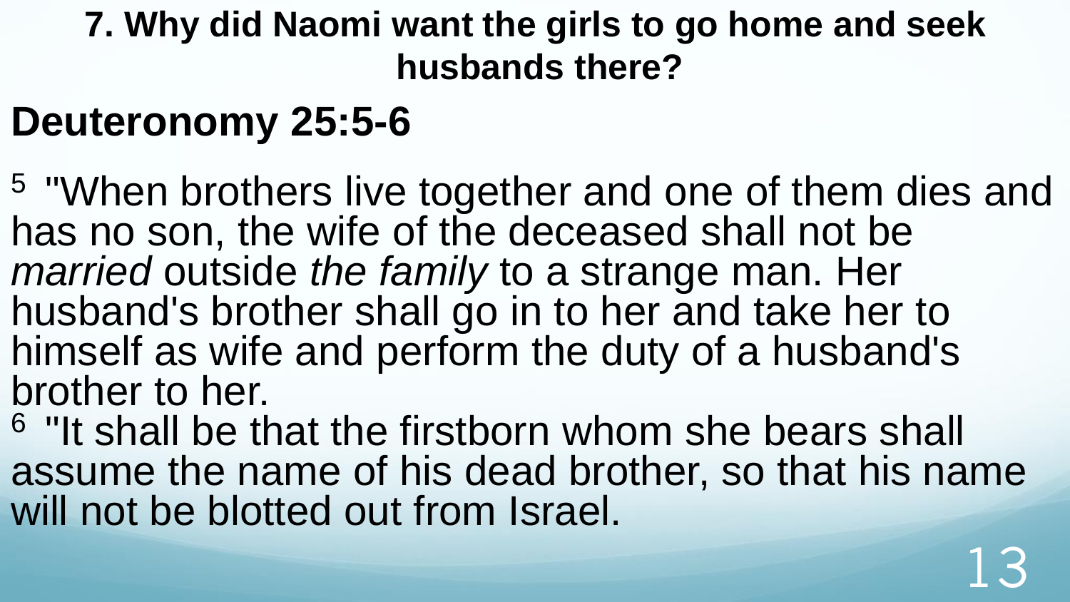### 7. Why did Naomi want the girls to go home and seek husbands there?

## Deuteronomy 25:5-6

[5] "When brothers live together and one of them dies and has no son, the wife of the deceased shall not be *married* outside *the family* to a strange man. Her husband's brother shall go in to her and take her to himself as wife and perform the duty of a husband's brother to her.
[6] "It shall be that the firstborn whom she bears shall assume the name of his dead brother, so that his name will not be blotted out from Israel.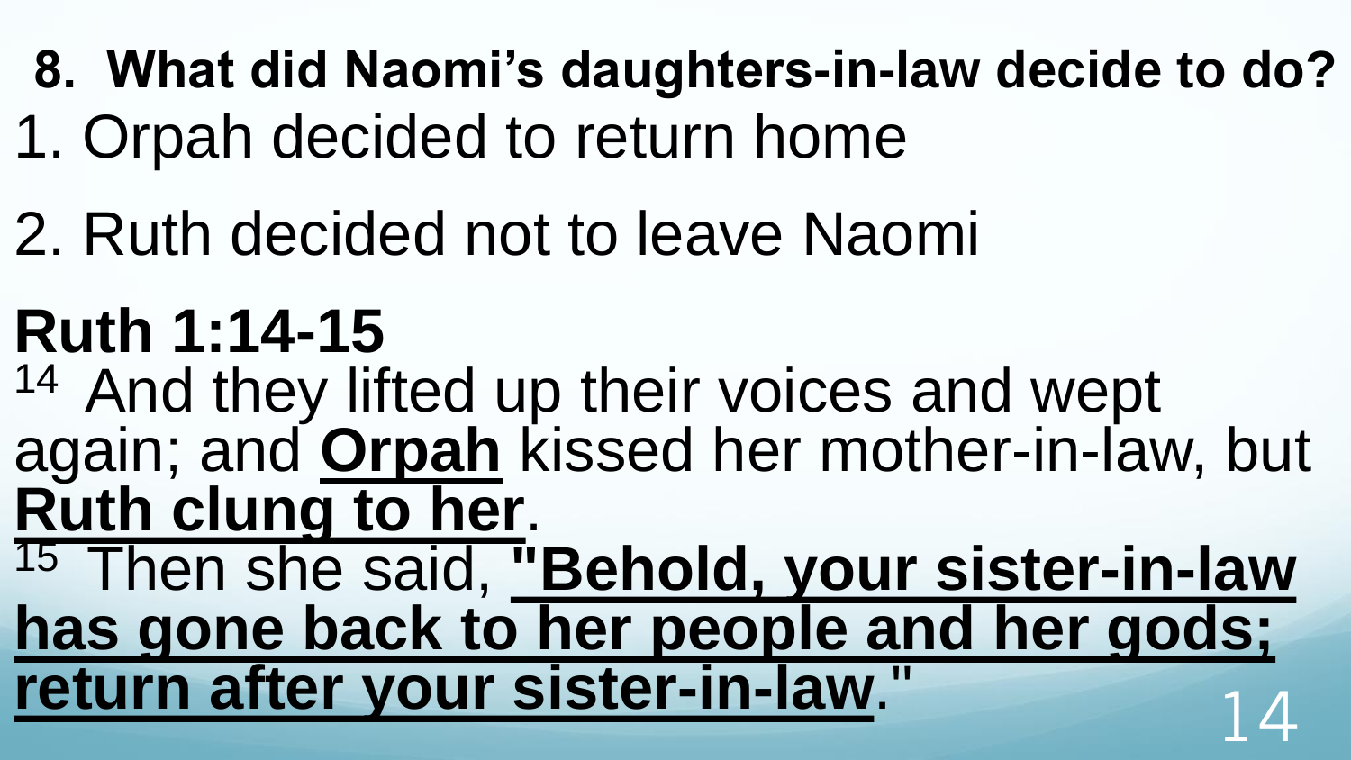**8. What did Naomi's daughters-in-law decide to do?**

1. Orpah decided to return home
2. Ruth decided not to leave Naomi

**Ruth 1:14-15**

14 And they lifted up their voices and wept again; and **Orpah** kissed her mother-in-law, but **Ruth clung to her**.

15 Then she said, **"Behold, your sister-in-law has gone back to her people and her gods; return after your sister-in-law**."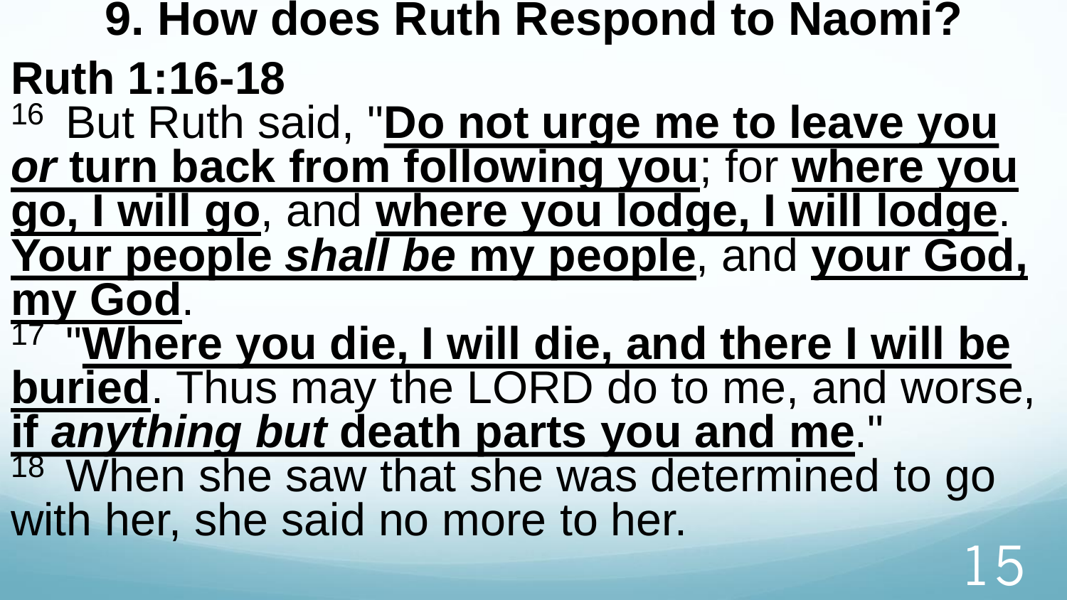# 9. How does Ruth Respond to Naomi?

**Ruth 1:16-18**

[16] But Ruth said, "**Do not urge me to leave you *or* turn back from following you**; for **where you go, I will go**, and **where you lodge, I will lodge**. **Your people *shall be* my people**, and **your God, my God**.

[17] "**Where you die, I will die, and there I will be buried**. Thus may the LORD do to me, and worse, **if *anything but* death parts you and me**."

[18] When she saw that she was determined to go with her, she said no more to her.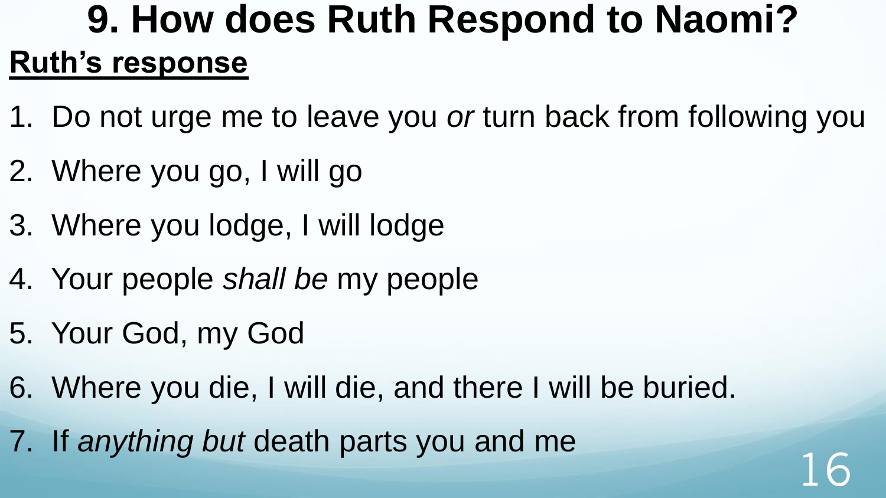# 9. How does Ruth Respond to Naomi?

**Ruth's response**

1. Do not urge me to leave you *or* turn back from following you
2. Where you go, I will go
3. Where you lodge, I will lodge
4. Your people *shall be* my people
5. Your God, my God
6. Where you die, I will die, and there I will be buried.
7. If *anything but* death parts you and me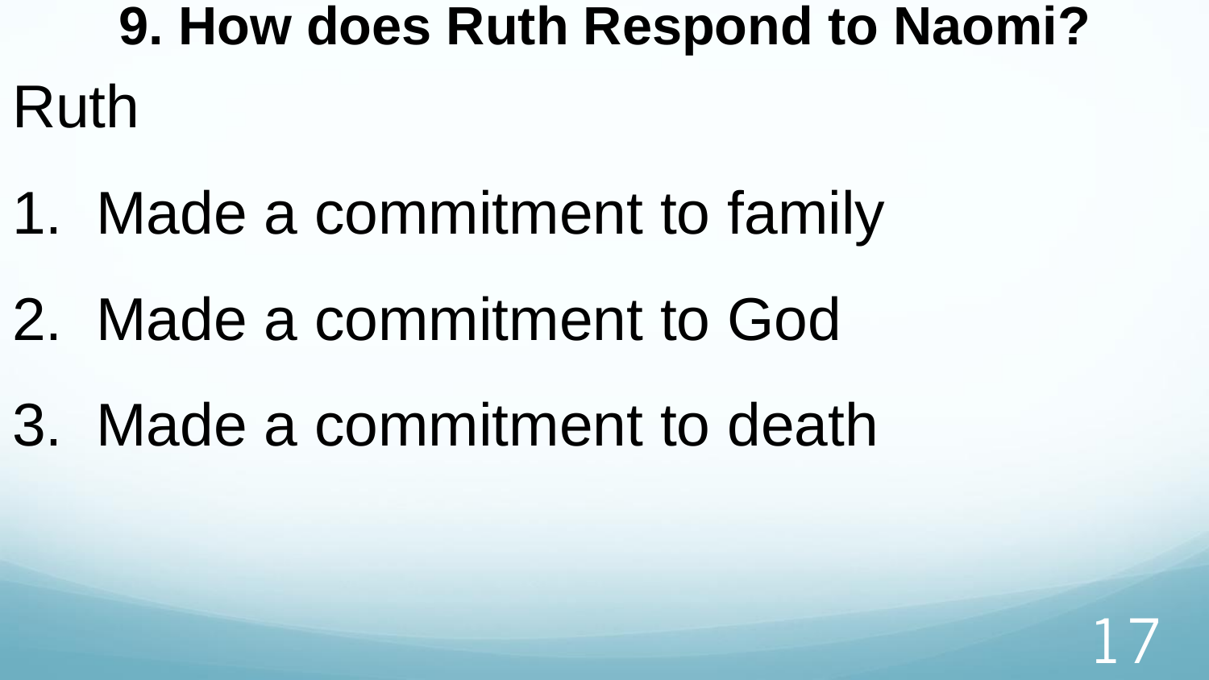# 9. How does Ruth Respond to Naomi?

Ruth

1. Made a commitment to family
2. Made a commitment to God
3. Made a commitment to death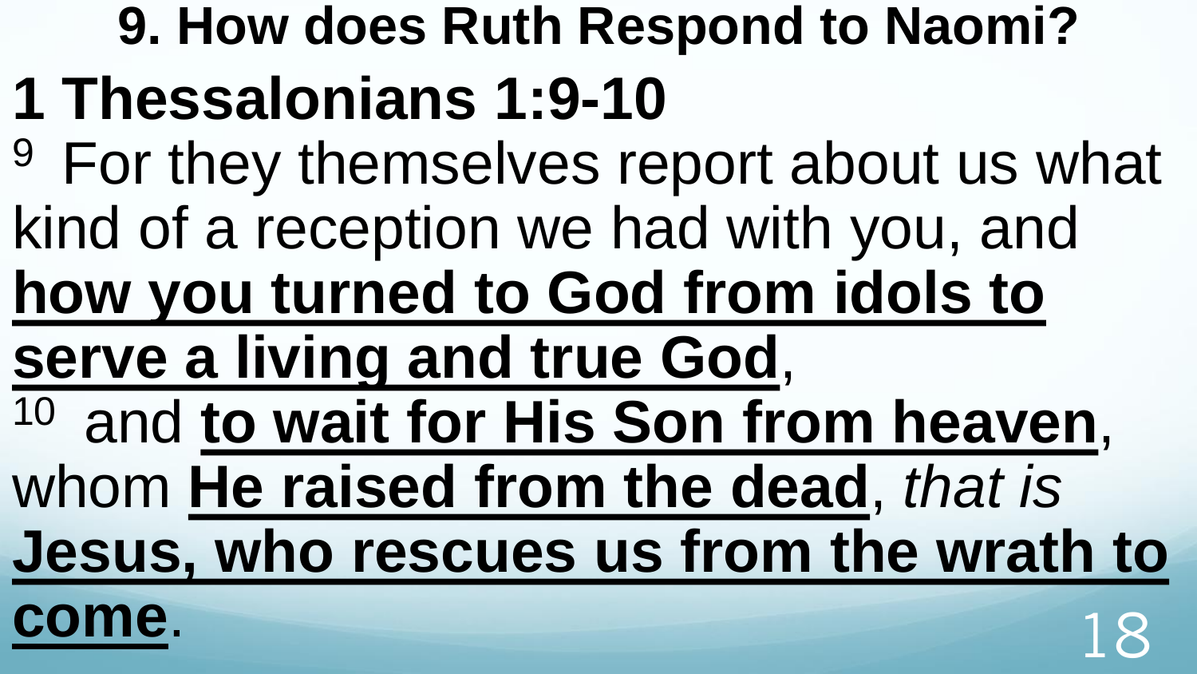## 9. How does Ruth Respond to Naomi?

# 1 Thessalonians 1:9-10

[9] For they themselves report about us what kind of a reception we had with you, and **how you turned to God from idols to serve a living and true God**,
[10] and **to wait for His Son from heaven**, whom **He raised from the dead**, *that is* **Jesus, who rescues us from the wrath to come**.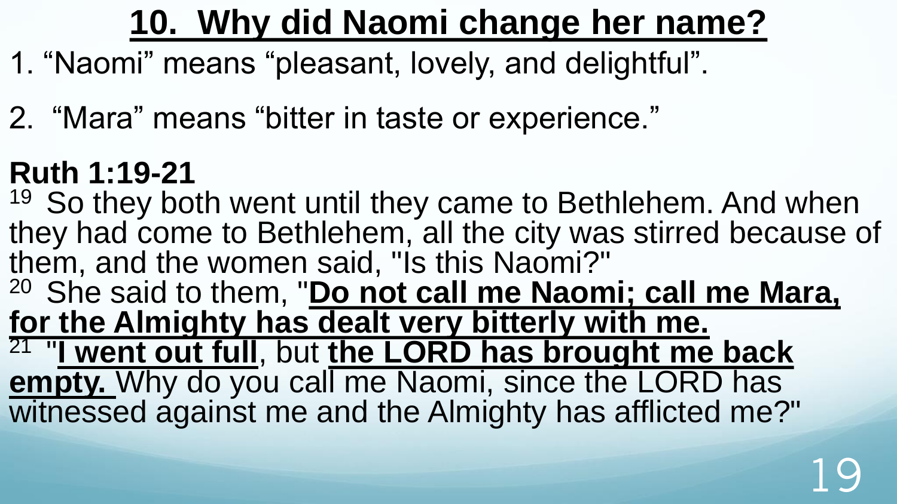# **10. Why did Naomi change her name?**

1. "Naomi" means "pleasant, lovely, and delightful".

2. "Mara" means "bitter in taste or experience."

**Ruth 1:19-21**

19 So they both went until they came to Bethlehem. And when they had come to Bethlehem, all the city was stirred because of them, and the women said, "Is this Naomi?"

20 She said to them, "**Do not call me Naomi; call me Mara, for the Almighty has dealt very bitterly with me.**

21 "**I went out full**, but **the LORD has brought me back empty.** Why do you call me Naomi, since the LORD has witnessed against me and the Almighty has afflicted me?"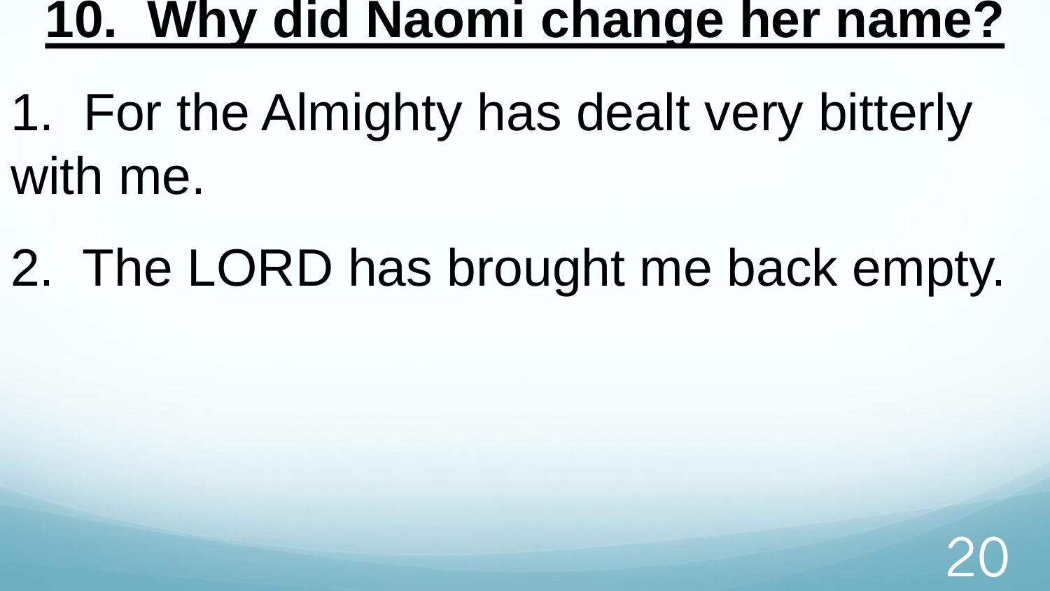# **10. Why did Naomi change her name?**

1. For the Almighty has dealt very bitterly with me.

2. The LORD has brought me back empty.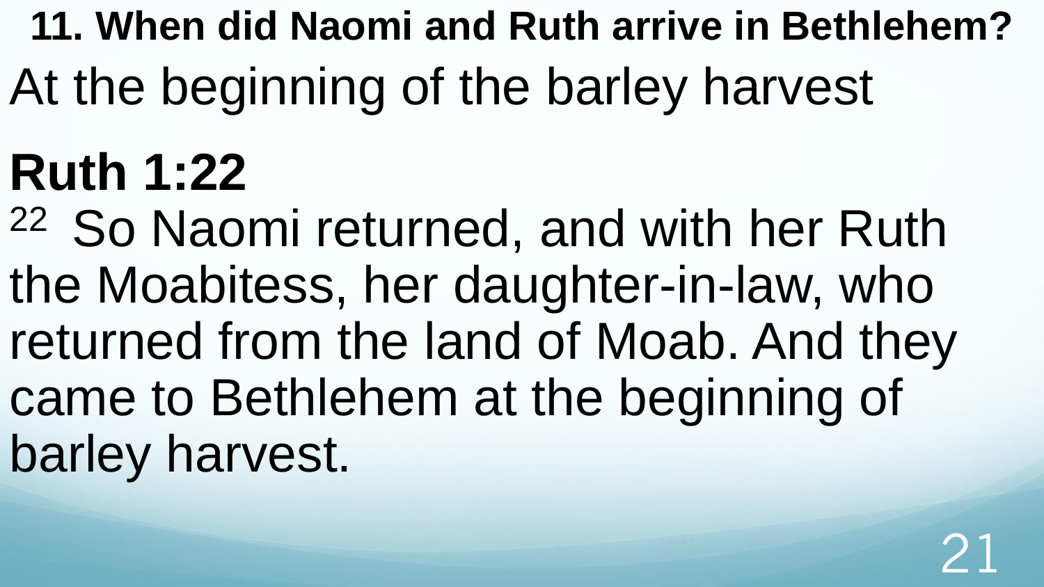**11. When did Naomi and Ruth arrive in Bethlehem?**

At the beginning of the barley harvest

## Ruth 1:22

22 So Naomi returned, and with her Ruth the Moabitess, her daughter-in-law, who returned from the land of Moab. And they came to Bethlehem at the beginning of barley harvest.